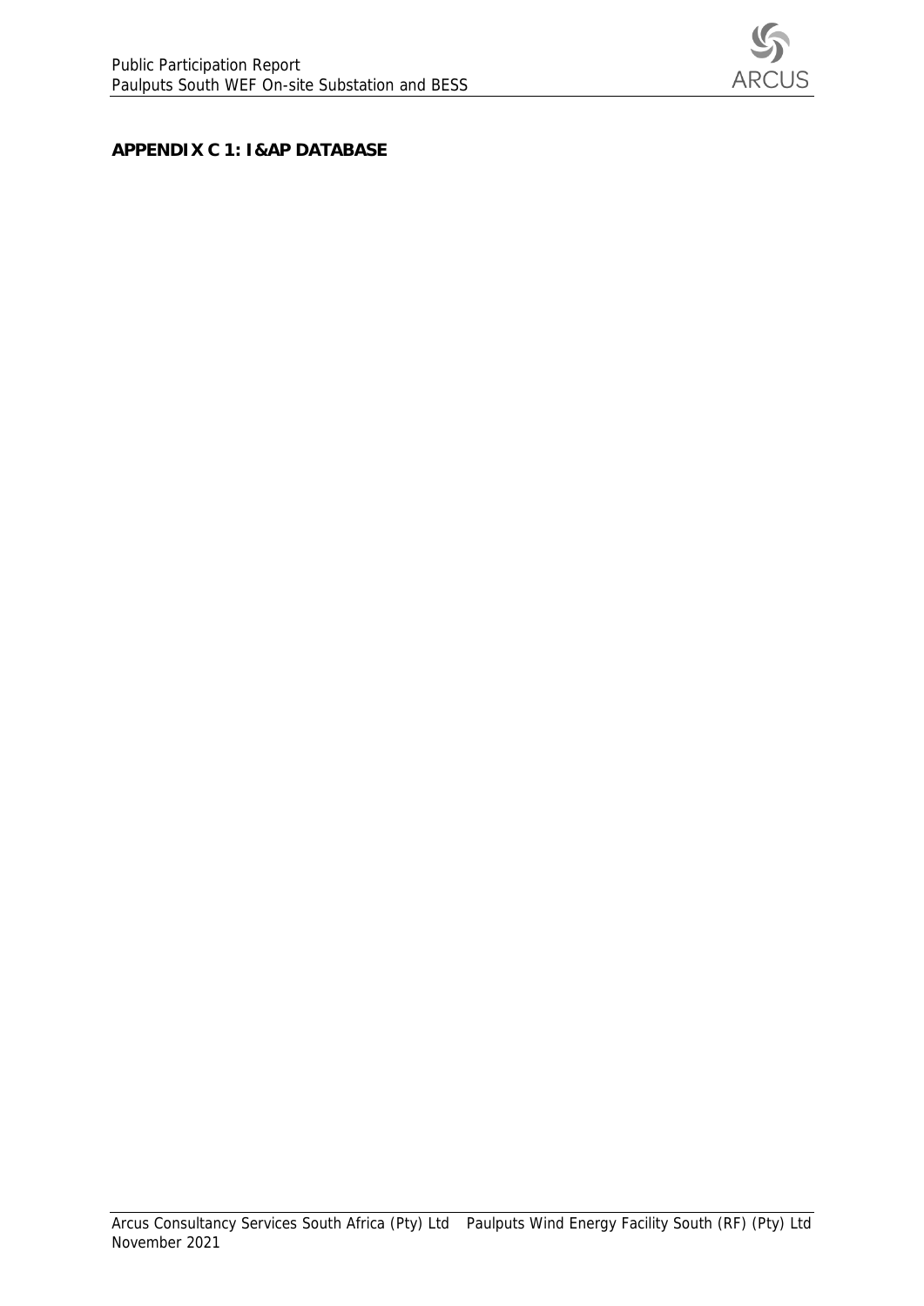**APPENDIX C 1: I&AP DATABASE**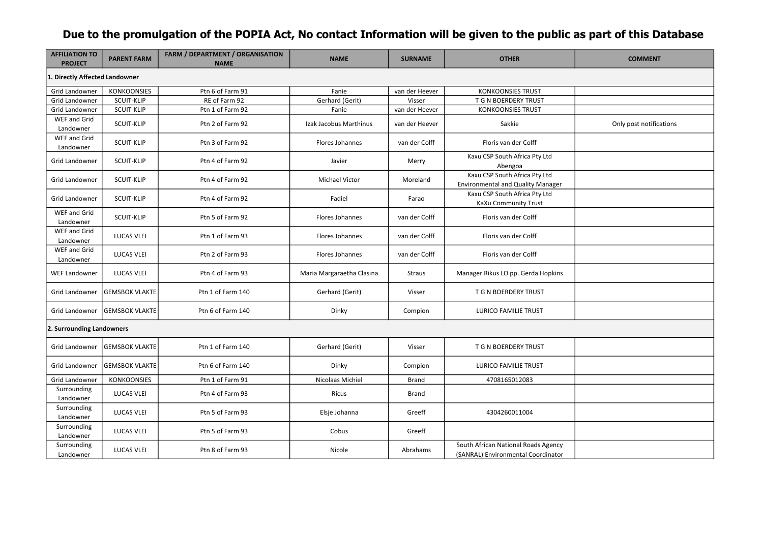# Due to the promulgation of the POPIA Act, No contact Information will be given to the public as part of this Database

| AFFILIATION TO PROJECT | PARENT FARM | FARM / DEPARTMENT / ORGANISATION NAME | NAME | SURNAME | OTHER | COMMENT |
|---|---|---|---|---|---|---|
| **1. Directly Affected Landowner** | | | | | | |
| Grid Landowner | KONKOONSIES | Ptn 6 of Farm 91 | Fanie | van der Heever | KONKOONSIES TRUST | |
| Grid Landowner | SCUIT-KLIP | RE of Farm 92 | Gerhard (Gerit) | Visser | T G N BOERDERY TRUST | |
| Grid Landowner | SCUIT-KLIP | Ptn 1 of Farm 92 | Fanie | van der Heever | KONKOONSIES TRUST | |
| WEF and Grid Landowner | SCUIT-KLIP | Ptn 2 of Farm 92 | Izak Jacobus Marthinus | van der Heever | Sakkie | Only post notifications |
| WEF and Grid Landowner | SCUIT-KLIP | Ptn 3 of Farm 92 | Flores Johannes | van der Colff | Floris van der Colff | |
| Grid Landowner | SCUIT-KLIP | Ptn 4 of Farm 92 | Javier | Merry | Kaxu CSP South Africa Pty Ltd Abengoa | |
| Grid Landowner | SCUIT-KLIP | Ptn 4 of Farm 92 | Michael Victor | Moreland | Kaxu CSP South Africa Pty Ltd Environmental and Quality Manager | |
| Grid Landowner | SCUIT-KLIP | Ptn 4 of Farm 92 | Fadiel | Farao | Kaxu CSP South Africa Pty Ltd KaXu Community Trust | |
| WEF and Grid Landowner | SCUIT-KLIP | Ptn 5 of Farm 92 | Flores Johannes | van der Colff | Floris van der Colff | |
| WEF and Grid Landowner | LUCAS VLEI | Ptn 1 of Farm 93 | Flores Johannes | van der Colff | Floris van der Colff | |
| WEF and Grid Landowner | LUCAS VLEI | Ptn 2 of Farm 93 | Flores Johannes | van der Colff | Floris van der Colff | |
| WEF Landowner | LUCAS VLEI | Ptn 4 of Farm 93 | Maria Margaraetha Clasina | Straus | Manager Rikus LO pp. Gerda Hopkins | |
| Grid Landowner | GEMSBOK VLAKTE | Ptn 1 of Farm 140 | Gerhard (Gerit) | Visser | T G N BOERDERY TRUST | |
| Grid Landowner | GEMSBOK VLAKTE | Ptn 6 of Farm 140 | Dinky | Compion | LURICO FAMILIE TRUST | |
| **2. Surrounding Landowners** | | | | | | |
| Grid Landowner | GEMSBOK VLAKTE | Ptn 1 of Farm 140 | Gerhard (Gerit) | Visser | T G N BOERDERY TRUST | |
| Grid Landowner | GEMSBOK VLAKTE | Ptn 6 of Farm 140 | Dinky | Compion | LURICO FAMILIE TRUST | |
| Grid Landowner | KONKOONSIES | Ptn 1 of Farm 91 | Nicolaas Michiel | Brand | 4708165012083 | |
| Surrounding Landowner | LUCAS VLEI | Ptn 4 of Farm 93 | Ricus | Brand | | |
| Surrounding Landowner | LUCAS VLEI | Ptn 5 of Farm 93 | Elsje Johanna | Greeff | 4304260011004 | |
| Surrounding Landowner | LUCAS VLEI | Ptn 5 of Farm 93 | Cobus | Greeff | | |
| Surrounding Landowner | LUCAS VLEI | Ptn 8 of Farm 93 | Nicole | Abrahams | South African National Roads Agency (SANRAL) Environmental Coordinator | |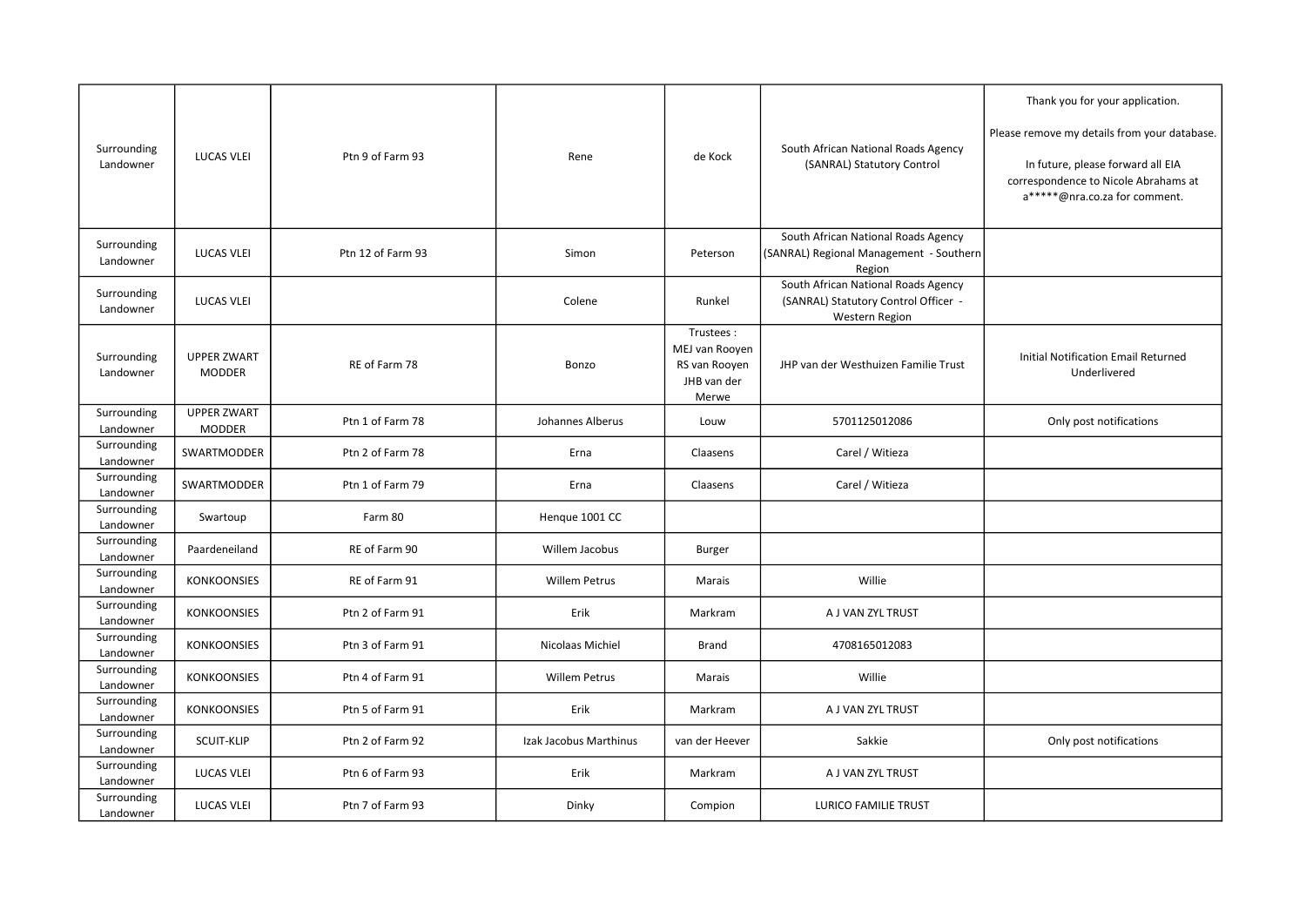| Surrounding Landowner | LUCAS VLEI | Ptn 9 of Farm 93 | Rene | de Kock | South African National Roads Agency (SANRAL) Statutory Control | Thank you for your application.<br><br>Please remove my details from your database.<br><br>In future, please forward all EIA correspondence to Nicole Abrahams at a*****@nra.co.za for comment. |
|---|---|---|---|---|---|---|
| Surrounding Landowner | LUCAS VLEI | Ptn 12 of Farm 93 | Simon | Peterson | South African National Roads Agency (SANRAL) Regional Management - Southern Region | |
| Surrounding Landowner | LUCAS VLEI | | Colene | Runkel | South African National Roads Agency (SANRAL) Statutory Control Officer - Western Region | |
| Surrounding Landowner | UPPER ZWART MODDER | RE of Farm 78 | Bonzo | Trustees :<br>MEJ van Rooyen<br>RS van Rooyen<br>JHB van der Merwe | JHP van der Westhuizen Familie Trust | Initial Notification Email Returned Underlivered |
| Surrounding Landowner | UPPER ZWART MODDER | Ptn 1 of Farm 78 | Johannes Alberus | Louw | 5701125012086 | Only post notifications |
| Surrounding Landowner | SWARTMODDER | Ptn 2 of Farm 78 | Erna | Claasens | Carel / Witieza | |
| Surrounding Landowner | SWARTMODDER | Ptn 1 of Farm 79 | Erna | Claasens | Carel / Witieza | |
| Surrounding Landowner | Swartoup | Farm 80 | Henque 1001 CC | | | |
| Surrounding Landowner | Paardeneiland | RE of Farm 90 | Willem Jacobus | Burger | | |
| Surrounding Landowner | KONKOONSIES | RE of Farm 91 | Willem Petrus | Marais | Willie | |
| Surrounding Landowner | KONKOONSIES | Ptn 2 of Farm 91 | Erik | Markram | A J VAN ZYL TRUST | |
| Surrounding Landowner | KONKOONSIES | Ptn 3 of Farm 91 | Nicolaas Michiel | Brand | 4708165012083 | |
| Surrounding Landowner | KONKOONSIES | Ptn 4 of Farm 91 | Willem Petrus | Marais | Willie | |
| Surrounding Landowner | KONKOONSIES | Ptn 5 of Farm 91 | Erik | Markram | A J VAN ZYL TRUST | |
| Surrounding Landowner | SCUIT-KLIP | Ptn 2 of Farm 92 | Izak Jacobus Marthinus | van der Heever | Sakkie | Only post notifications |
| Surrounding Landowner | LUCAS VLEI | Ptn 6 of Farm 93 | Erik | Markram | A J VAN ZYL TRUST | |
| Surrounding Landowner | LUCAS VLEI | Ptn 7 of Farm 93 | Dinky | Compion | LURICO FAMILIE TRUST | |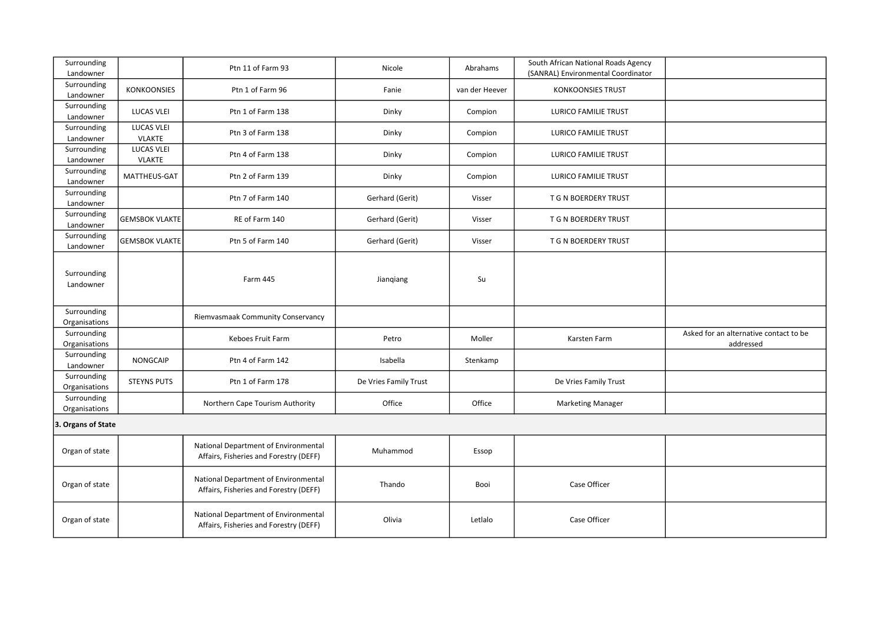| | | | | | | |
|---|---|---|---|---|---|---|
| Surrounding Landowner | | Ptn 11 of Farm 93 | Nicole | Abrahams | South African National Roads Agency (SANRAL) Environmental Coordinator | |
| Surrounding Landowner | KONKOONSIES | Ptn 1 of Farm 96 | Fanie | van der Heever | KONKOONSIES TRUST | |
| Surrounding Landowner | LUCAS VLEI | Ptn 1 of Farm 138 | Dinky | Compion | LURICO FAMILIE TRUST | |
| Surrounding Landowner | LUCAS VLEI VLAKTE | Ptn 3 of Farm 138 | Dinky | Compion | LURICO FAMILIE TRUST | |
| Surrounding Landowner | LUCAS VLEI VLAKTE | Ptn 4 of Farm 138 | Dinky | Compion | LURICO FAMILIE TRUST | |
| Surrounding Landowner | MATTHEUS-GAT | Ptn 2 of Farm 139 | Dinky | Compion | LURICO FAMILIE TRUST | |
| Surrounding Landowner | | Ptn 7 of Farm 140 | Gerhard (Gerit) | Visser | T G N BOERDERY TRUST | |
| Surrounding Landowner | GEMSBOK VLAKTE | RE of Farm 140 | Gerhard (Gerit) | Visser | T G N BOERDERY TRUST | |
| Surrounding Landowner | GEMSBOK VLAKTE | Ptn 5 of Farm 140 | Gerhard (Gerit) | Visser | T G N BOERDERY TRUST | |
| Surrounding Landowner | | Farm 445 | Jianqiang | Su | | |
| Surrounding Organisations | | Riemvasmaak Community Conservancy | | | | |
| Surrounding Organisations | | Keboes Fruit Farm | Petro | Moller | Karsten Farm | Asked for an alternative contact to be addressed |
| Surrounding Landowner | NONGCAIP | Ptn 4 of Farm 142 | Isabella | Stenkamp | | |
| Surrounding Organisations | STEYNS PUTS | Ptn 1 of Farm 178 | De Vries Family Trust | | De Vries Family Trust | |
| Surrounding Organisations | | Northern Cape Tourism Authority | Office | Office | Marketing Manager | |
| **3. Organs of State** | | | | | | |
| Organ of state | | National Department of Environmental Affairs, Fisheries and Forestry (DEFF) | Muhammod | Essop | | |
| Organ of state | | National Department of Environmental Affairs, Fisheries and Forestry (DEFF) | Thando | Booi | Case Officer | |
| Organ of state | | National Department of Environmental Affairs, Fisheries and Forestry (DEFF) | Olivia | Letlalo | Case Officer | |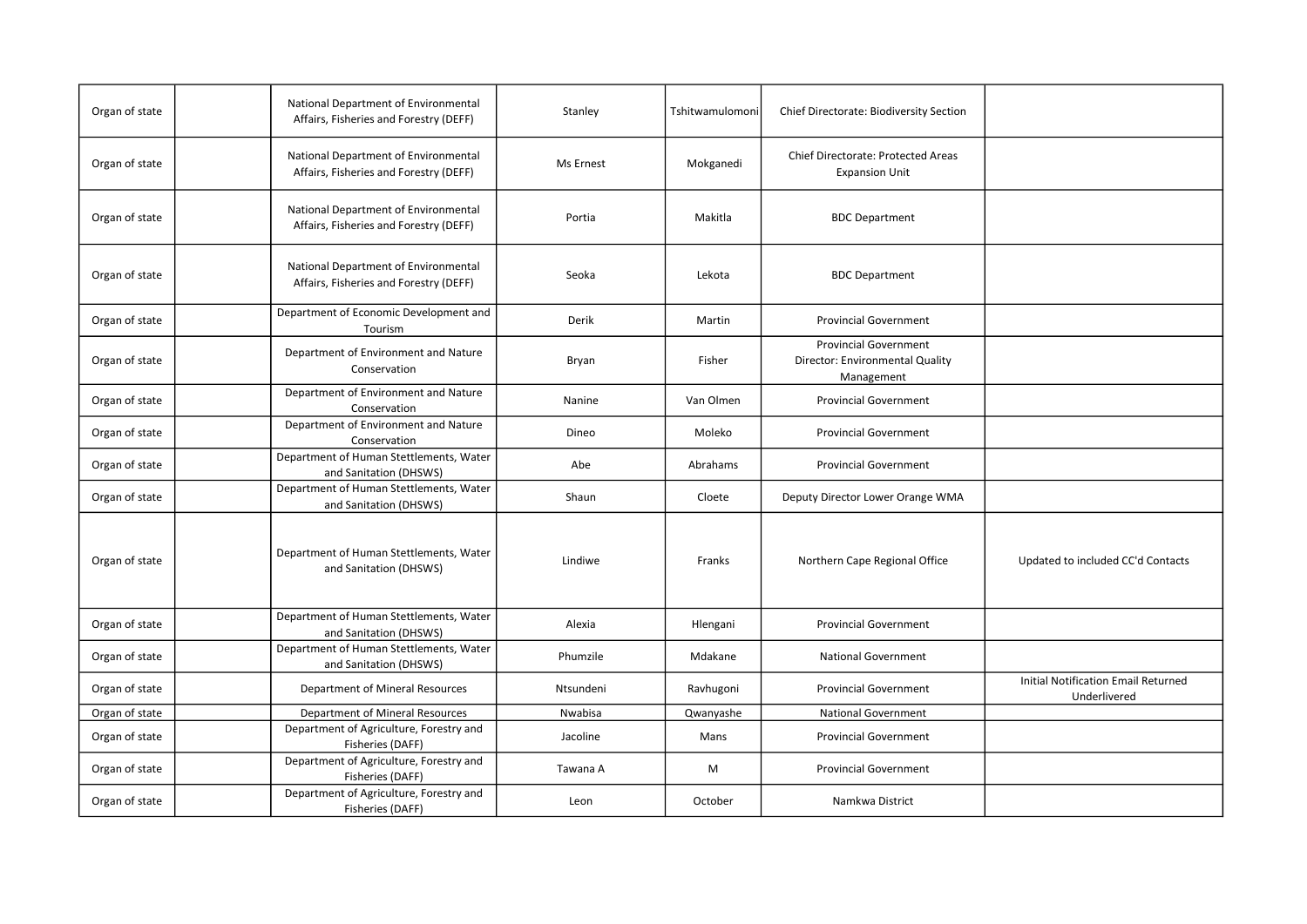| | | | | | | |
|---|---|---|---|---|---|---|
| Organ of state | | National Department of Environmental Affairs, Fisheries and Forestry (DEFF) | Stanley | Tshitwamulomoni | Chief Directorate: Biodiversity Section | |
| Organ of state | | National Department of Environmental Affairs, Fisheries and Forestry (DEFF) | Ms Ernest | Mokganedi | Chief Directorate: Protected Areas Expansion Unit | |
| Organ of state | | National Department of Environmental Affairs, Fisheries and Forestry (DEFF) | Portia | Makitla | BDC Department | |
| Organ of state | | National Department of Environmental Affairs, Fisheries and Forestry (DEFF) | Seoka | Lekota | BDC Department | |
| Organ of state | | Department of Economic Development and Tourism | Derik | Martin | Provincial Government | |
| Organ of state | | Department of Environment and Nature Conservation | Bryan | Fisher | Provincial Government Director: Environmental Quality Management | |
| Organ of state | | Department of Environment and Nature Conservation | Nanine | Van Olmen | Provincial Government | |
| Organ of state | | Department of Environment and Nature Conservation | Dineo | Moleko | Provincial Government | |
| Organ of state | | Department of Human Stettlements, Water and Sanitation (DHSWS) | Abe | Abrahams | Provincial Government | |
| Organ of state | | Department of Human Stettlements, Water and Sanitation (DHSWS) | Shaun | Cloete | Deputy Director Lower Orange WMA | |
| Organ of state | | Department of Human Stettlements, Water and Sanitation (DHSWS) | Lindiwe | Franks | Northern Cape Regional Office | Updated to included CC'd Contacts |
| Organ of state | | Department of Human Stettlements, Water and Sanitation (DHSWS) | Alexia | Hlengani | Provincial Government | |
| Organ of state | | Department of Human Stettlements, Water and Sanitation (DHSWS) | Phumzile | Mdakane | National Government | |
| Organ of state | | Department of Mineral Resources | Ntsundeni | Ravhugoni | Provincial Government | Initial Notification Email Returned Underlivered |
| Organ of state | | Department of Mineral Resources | Nwabisa | Qwanyashe | National Government | |
| Organ of state | | Department of Agriculture, Forestry and Fisheries (DAFF) | Jacoline | Mans | Provincial Government | |
| Organ of state | | Department of Agriculture, Forestry and Fisheries (DAFF) | Tawana A | M | Provincial Government | |
| Organ of state | | Department of Agriculture, Forestry and Fisheries (DAFF) | Leon | October | Namkwa District | |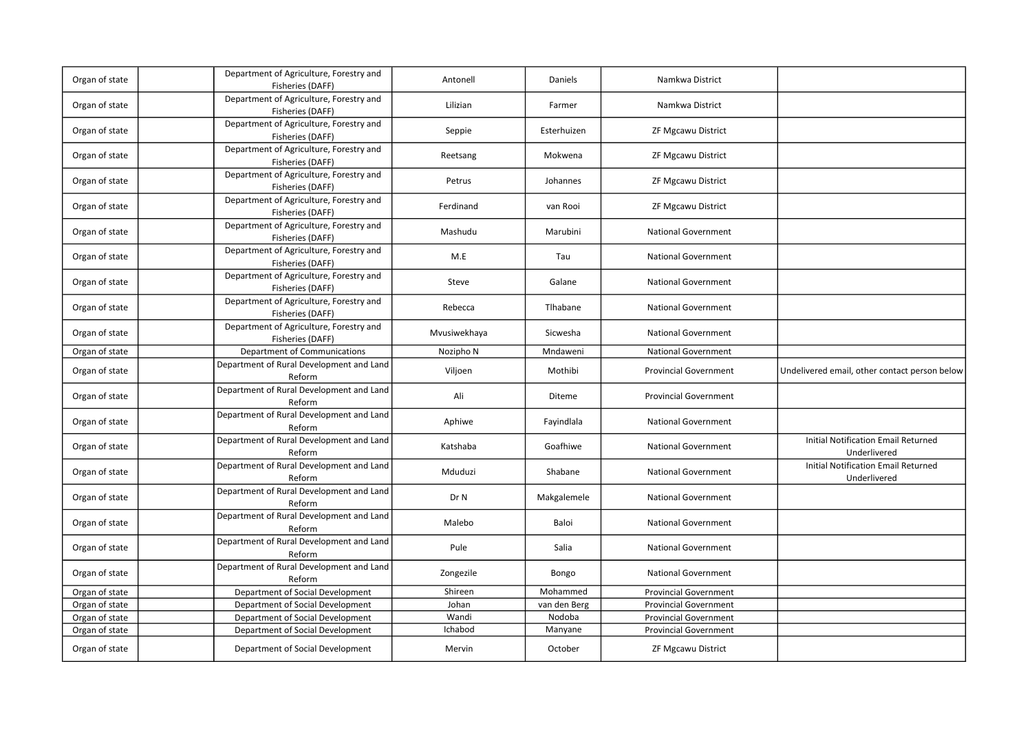| | | | | | | |
|---|---|---|---|---|---|---|
| Organ of state | | Department of Agriculture, Forestry and Fisheries (DAFF) | Antonell | Daniels | Namkwa District | |
| Organ of state | | Department of Agriculture, Forestry and Fisheries (DAFF) | Lilizian | Farmer | Namkwa District | |
| Organ of state | | Department of Agriculture, Forestry and Fisheries (DAFF) | Seppie | Esterhuizen | ZF Mgcawu District | |
| Organ of state | | Department of Agriculture, Forestry and Fisheries (DAFF) | Reetsang | Mokwena | ZF Mgcawu District | |
| Organ of state | | Department of Agriculture, Forestry and Fisheries (DAFF) | Petrus | Johannes | ZF Mgcawu District | |
| Organ of state | | Department of Agriculture, Forestry and Fisheries (DAFF) | Ferdinand | van Rooi | ZF Mgcawu District | |
| Organ of state | | Department of Agriculture, Forestry and Fisheries (DAFF) | Mashudu | Marubini | National Government | |
| Organ of state | | Department of Agriculture, Forestry and Fisheries (DAFF) | M.E | Tau | National Government | |
| Organ of state | | Department of Agriculture, Forestry and Fisheries (DAFF) | Steve | Galane | National Government | |
| Organ of state | | Department of Agriculture, Forestry and Fisheries (DAFF) | Rebecca | Tlhabane | National Government | |
| Organ of state | | Department of Agriculture, Forestry and Fisheries (DAFF) | Mvusiwekhaya | Sicwesha | National Government | |
| Organ of state | | Department of Communications | Nozipho N | Mndaweni | National Government | |
| Organ of state | | Department of Rural Development and Land Reform | Viljoen | Mothibi | Provincial Government | Undelivered email, other contact person below |
| Organ of state | | Department of Rural Development and Land Reform | Ali | Diteme | Provincial Government | |
| Organ of state | | Department of Rural Development and Land Reform | Aphiwe | Fayindlala | National Government | |
| Organ of state | | Department of Rural Development and Land Reform | Katshaba | Goafhiwe | National Government | Initial Notification Email Returned Underlivered |
| Organ of state | | Department of Rural Development and Land Reform | Mduduzi | Shabane | National Government | Initial Notification Email Returned Underlivered |
| Organ of state | | Department of Rural Development and Land Reform | Dr N | Makgalemele | National Government | |
| Organ of state | | Department of Rural Development and Land Reform | Malebo | Baloi | National Government | |
| Organ of state | | Department of Rural Development and Land Reform | Pule | Salia | National Government | |
| Organ of state | | Department of Rural Development and Land Reform | Zongezile | Bongo | National Government | |
| Organ of state | | Department of Social Development | Shireen | Mohammed | Provincial Government | |
| Organ of state | | Department of Social Development | Johan | van den Berg | Provincial Government | |
| Organ of state | | Department of Social Development | Wandi | Nodoba | Provincial Government | |
| Organ of state | | Department of Social Development | Ichabod | Manyane | Provincial Government | |
| Organ of state | | Department of Social Development | Mervin | October | ZF Mgcawu District | |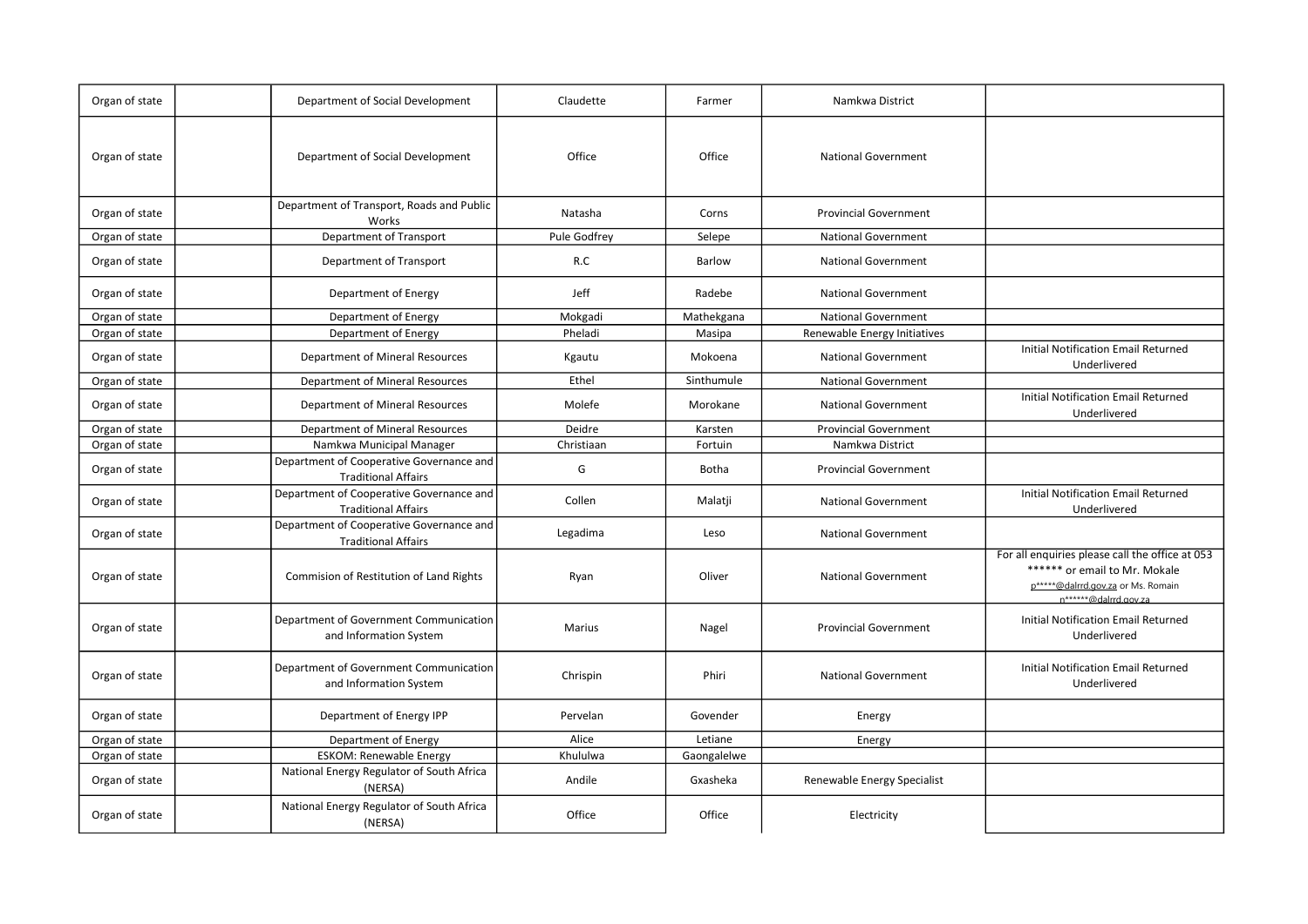| | | | | | | |
|---|---|---|---|---|---|---|
| Organ of state | | Department of Social Development | Claudette | Farmer | Namkwa District | |
| Organ of state | | Department of Social Development | Office | Office | National Government | |
| Organ of state | | Department of Transport, Roads and Public Works | Natasha | Corns | Provincial Government | |
| Organ of state | | Department of Transport | Pule Godfrey | Selepe | National Government | |
| Organ of state | | Department of Transport | R.C | Barlow | National Government | |
| Organ of state | | Department of Energy | Jeff | Radebe | National Government | |
| Organ of state | | Department of Energy | Mokgadi | Mathekgana | National Government | |
| Organ of state | | Department of Energy | Pheladi | Masipa | Renewable Energy Initiatives | |
| Organ of state | | Department of Mineral Resources | Kgautu | Mokoena | National Government | Initial Notification Email Returned Underlivered |
| Organ of state | | Department of Mineral Resources | Ethel | Sinthumule | National Government | |
| Organ of state | | Department of Mineral Resources | Molefe | Morokane | National Government | Initial Notification Email Returned Underlivered |
| Organ of state | | Department of Mineral Resources | Deidre | Karsten | Provincial Government | |
| Organ of state | | Namkwa Municipal Manager | Christiaan | Fortuin | Namkwa District | |
| Organ of state | | Department of Cooperative Governance and Traditional Affairs | G | Botha | Provincial Government | |
| Organ of state | | Department of Cooperative Governance and Traditional Affairs | Collen | Malatji | National Government | Initial Notification Email Returned Underlivered |
| Organ of state | | Department of Cooperative Governance and Traditional Affairs | Legadima | Leso | National Government | |
| Organ of state | | Commision of Restitution of Land Rights | Ryan | Oliver | National Government | For all enquiries please call the office at 053 ****** or email to Mr. Mokale p*****@dalrrd.gov.za or Ms. Romain n******@dalrrd.gov.za |
| Organ of state | | Department of Government Communication and Information System | Marius | Nagel | Provincial Government | Initial Notification Email Returned Underlivered |
| Organ of state | | Department of Government Communication and Information System | Chrispin | Phiri | National Government | Initial Notification Email Returned Underlivered |
| Organ of state | | Department of Energy IPP | Pervelan | Govender | Energy | |
| Organ of state | | Department of Energy | Alice | Letiane | Energy | |
| Organ of state | | ESKOM: Renewable Energy | Khululwa | Gaongalelwe | | |
| Organ of state | | National Energy Regulator of South Africa (NERSA) | Andile | Gxasheka | Renewable Energy Specialist | |
| Organ of state | | National Energy Regulator of South Africa (NERSA) | Office | Office | Electricity | |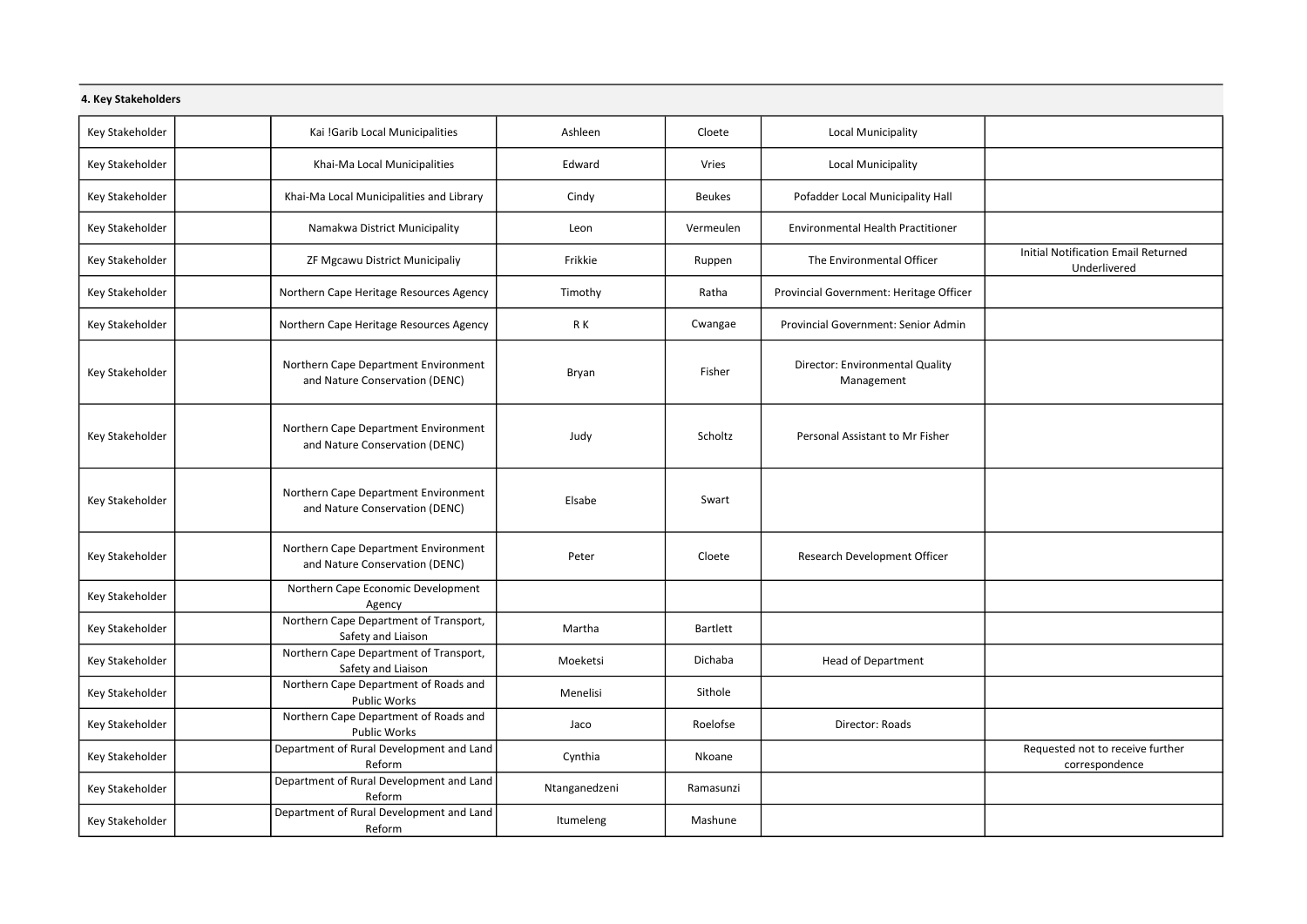**4. Key Stakeholders**

| | | | | | | |
|---|---|---|---|---|---|---|
| Key Stakeholder | | Kai !Garib Local Municipalities | Ashleen | Cloete | Local Municipality | |
| Key Stakeholder | | Khai-Ma Local Municipalities | Edward | Vries | Local Municipality | |
| Key Stakeholder | | Khai-Ma Local Municipalities and Library | Cindy | Beukes | Pofadder Local Municipality Hall | |
| Key Stakeholder | | Namakwa District Municipality | Leon | Vermeulen | Environmental Health Practitioner | |
| Key Stakeholder | | ZF Mgcawu District Municipaliy | Frikkie | Ruppen | The Environmental Officer | Initial Notification Email Returned Underlivered |
| Key Stakeholder | | Northern Cape Heritage Resources Agency | Timothy | Ratha | Provincial Government: Heritage Officer | |
| Key Stakeholder | | Northern Cape Heritage Resources Agency | R K | Cwangae | Provincial Government: Senior Admin | |
| Key Stakeholder | | Northern Cape Department Environment and Nature Conservation (DENC) | Bryan | Fisher | Director: Environmental Quality Management | |
| Key Stakeholder | | Northern Cape Department Environment and Nature Conservation (DENC) | Judy | Scholtz | Personal Assistant to Mr Fisher | |
| Key Stakeholder | | Northern Cape Department Environment and Nature Conservation (DENC) | Elsabe | Swart | | |
| Key Stakeholder | | Northern Cape Department Environment and Nature Conservation (DENC) | Peter | Cloete | Research Development Officer | |
| Key Stakeholder | | Northern Cape Economic Development Agency | | | | |
| Key Stakeholder | | Northern Cape Department of Transport, Safety and Liaison | Martha | Bartlett | | |
| Key Stakeholder | | Northern Cape Department of Transport, Safety and Liaison | Moeketsi | Dichaba | Head of Department | |
| Key Stakeholder | | Northern Cape Department of Roads and Public Works | Menelisi | Sithole | | |
| Key Stakeholder | | Northern Cape Department of Roads and Public Works | Jaco | Roelofse | Director: Roads | |
| Key Stakeholder | | Department of Rural Development and Land Reform | Cynthia | Nkoane | | Requested not to receive further correspondence |
| Key Stakeholder | | Department of Rural Development and Land Reform | Ntanganedzeni | Ramasunzi | | |
| Key Stakeholder | | Department of Rural Development and Land Reform | Itumeleng | Mashune | | |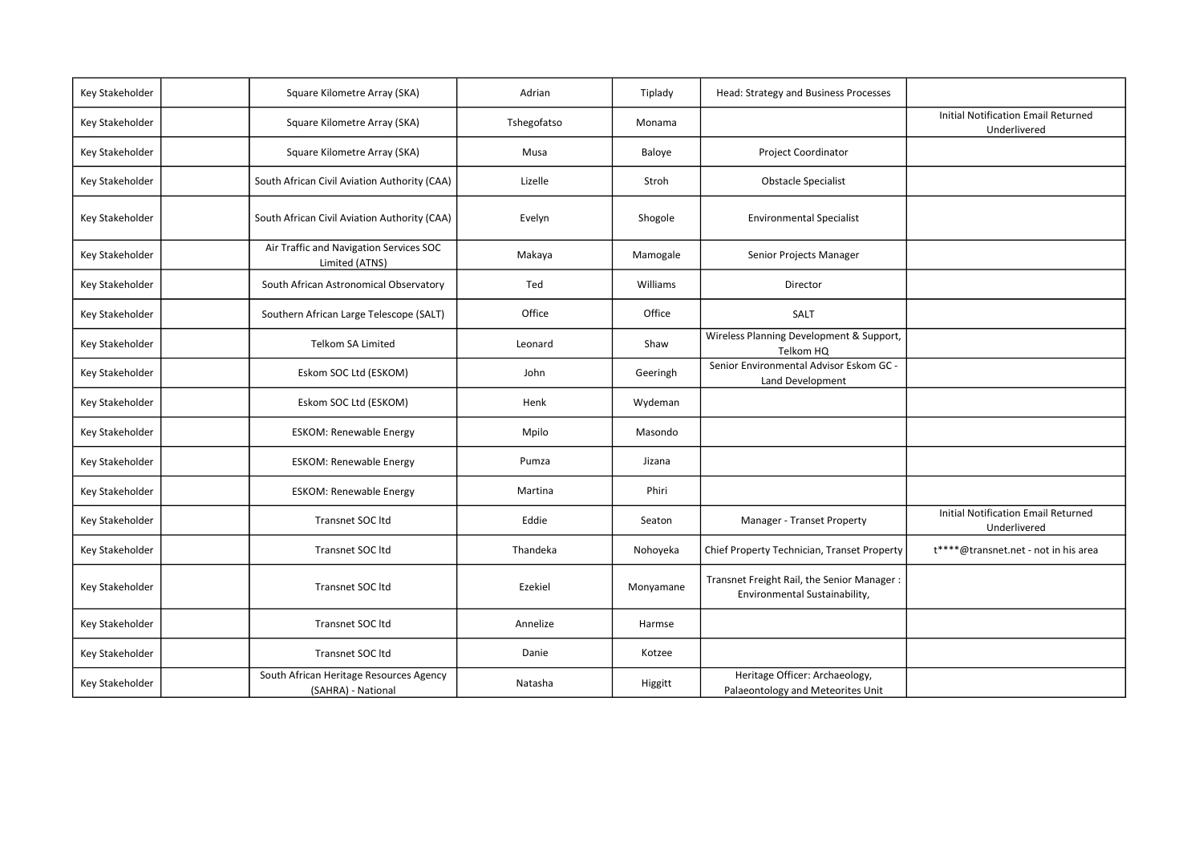| | | | | | | |
|---|---|---|---|---|---|---|
| Key Stakeholder | | Square Kilometre Array (SKA) | Adrian | Tiplady | Head: Strategy and Business Processes | |
| Key Stakeholder | | Square Kilometre Array (SKA) | Tshegofatso | Monama | | Initial Notification Email Returned Underlivered |
| Key Stakeholder | | Square Kilometre Array (SKA) | Musa | Baloye | Project Coordinator | |
| Key Stakeholder | | South African Civil Aviation Authority (CAA) | Lizelle | Stroh | Obstacle Specialist | |
| Key Stakeholder | | South African Civil Aviation Authority (CAA) | Evelyn | Shogole | Environmental Specialist | |
| Key Stakeholder | | Air Traffic and Navigation Services SOC Limited (ATNS) | Makaya | Mamogale | Senior Projects Manager | |
| Key Stakeholder | | South African Astronomical Observatory | Ted | Williams | Director | |
| Key Stakeholder | | Southern African Large Telescope (SALT) | Office | Office | SALT | |
| Key Stakeholder | | Telkom SA Limited | Leonard | Shaw | Wireless Planning Development & Support, Telkom HQ | |
| Key Stakeholder | | Eskom SOC Ltd (ESKOM) | John | Geeringh | Senior Environmental Advisor Eskom GC - Land Development | |
| Key Stakeholder | | Eskom SOC Ltd (ESKOM) | Henk | Wydeman | | |
| Key Stakeholder | | ESKOM: Renewable Energy | Mpilo | Masondo | | |
| Key Stakeholder | | ESKOM: Renewable Energy | Pumza | Jizana | | |
| Key Stakeholder | | ESKOM: Renewable Energy | Martina | Phiri | | |
| Key Stakeholder | | Transnet SOC ltd | Eddie | Seaton | Manager - Transet Property | Initial Notification Email Returned Underlivered |
| Key Stakeholder | | Transnet SOC ltd | Thandeka | Nohoyeka | Chief Property Technician, Transet Property | t****@transnet.net - not in his area |
| Key Stakeholder | | Transnet SOC ltd | Ezekiel | Monyamane | Transnet Freight Rail, the Senior Manager : Environmental Sustainability, | |
| Key Stakeholder | | Transnet SOC ltd | Annelize | Harmse | | |
| Key Stakeholder | | Transnet SOC ltd | Danie | Kotzee | | |
| Key Stakeholder | | South African Heritage Resources Agency (SAHRA) - National | Natasha | Higgitt | Heritage Officer: Archaeology, Palaeontology and Meteorites Unit | |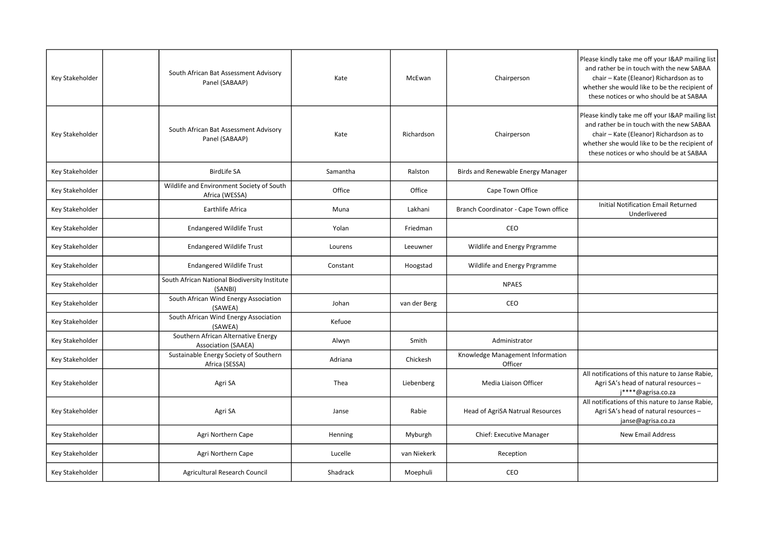| | | | | | | |
|---|---|---|---|---|---|---|
| Key Stakeholder | | South African Bat Assessment Advisory Panel (SABAAP) | Kate | McEwan | Chairperson | Please kindly take me off your I&AP mailing list and rather be in touch with the new SABAA chair – Kate (Eleanor) Richardson as to whether she would like to be the recipient of these notices or who should be at SABAA |
| Key Stakeholder | | South African Bat Assessment Advisory Panel (SABAAP) | Kate | Richardson | Chairperson | Please kindly take me off your I&AP mailing list and rather be in touch with the new SABAA chair – Kate (Eleanor) Richardson as to whether she would like to be the recipient of these notices or who should be at SABAA |
| Key Stakeholder | | BirdLife SA | Samantha | Ralston | Birds and Renewable Energy Manager | |
| Key Stakeholder | | Wildlife and Environment Society of South Africa (WESSA) | Office | Office | Cape Town Office | |
| Key Stakeholder | | Earthlife Africa | Muna | Lakhani | Branch Coordinator - Cape Town office | Initial Notification Email Returned Underlivered |
| Key Stakeholder | | Endangered Wildlife Trust | Yolan | Friedman | CEO | |
| Key Stakeholder | | Endangered Wildlife Trust | Lourens | Leeuwner | Wildlife and Energy Prgramme | |
| Key Stakeholder | | Endangered Wildlife Trust | Constant | Hoogstad | Wildlife and Energy Prgramme | |
| Key Stakeholder | | South African National Biodiversity Institute (SANBI) | | | NPAES | |
| Key Stakeholder | | South African Wind Energy Association (SAWEA) | Johan | van der Berg | CEO | |
| Key Stakeholder | | South African Wind Energy Association (SAWEA) | Kefuoe | | | |
| Key Stakeholder | | Southern African Alternative Energy Association (SAAEA) | Alwyn | Smith | Administrator | |
| Key Stakeholder | | Sustainable Energy Society of Southern Africa (SESSA) | Adriana | Chickesh | Knowledge Management Information Officer | |
| Key Stakeholder | | Agri SA | Thea | Liebenberg | Media Liaison Officer | All notifications of this nature to Janse Rabie, Agri SA's head of natural resources – j****@agrisa.co.za |
| Key Stakeholder | | Agri SA | Janse | Rabie | Head of AgriSA Natrual Resources | All notifications of this nature to Janse Rabie, Agri SA's head of natural resources – janse@agrisa.co.za |
| Key Stakeholder | | Agri Northern Cape | Henning | Myburgh | Chief: Executive Manager | New Email Address |
| Key Stakeholder | | Agri Northern Cape | Lucelle | van Niekerk | Reception | |
| Key Stakeholder | | Agricultural Research Council | Shadrack | Moephuli | CEO | |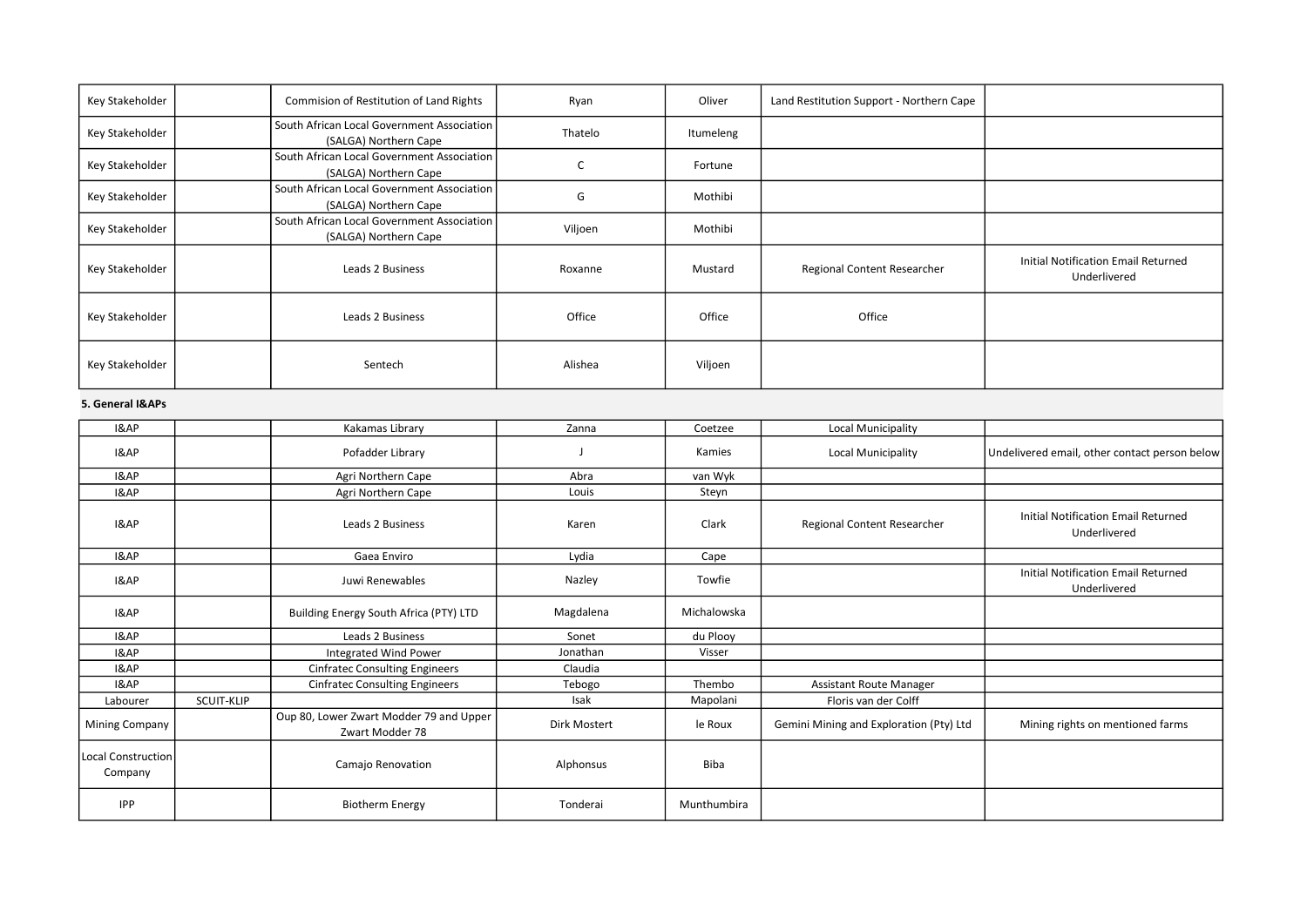| | | | | | | |
|---|---|---|---|---|---|---|
| Key Stakeholder | | Commision of Restitution of Land Rights | Ryan | Oliver | Land Restitution Support - Northern Cape | |
| Key Stakeholder | | South African Local Government Association (SALGA) Northern Cape | Thatelo | Itumeleng | | |
| Key Stakeholder | | South African Local Government Association (SALGA) Northern Cape | C | Fortune | | |
| Key Stakeholder | | South African Local Government Association (SALGA) Northern Cape | G | Mothibi | | |
| Key Stakeholder | | South African Local Government Association (SALGA) Northern Cape | Viljoen | Mothibi | | |
| Key Stakeholder | | Leads 2 Business | Roxanne | Mustard | Regional Content Researcher | Initial Notification Email Returned Underlivered |
| Key Stakeholder | | Leads 2 Business | Office | Office | Office | |
| Key Stakeholder | | Sentech | Alishea | Viljoen | | |

**5. General I&APs**

| | | | | | | |
|---|---|---|---|---|---|---|
| I&AP | | Kakamas Library | Zanna | Coetzee | Local Municipality | |
| I&AP | | Pofadder Library | J | Kamies | Local Municipality | Undelivered email, other contact person below |
| I&AP | | Agri Northern Cape | Abra | van Wyk | | |
| I&AP | | Agri Northern Cape | Louis | Steyn | | |
| I&AP | | Leads 2 Business | Karen | Clark | Regional Content Researcher | Initial Notification Email Returned Underlivered |
| I&AP | | Gaea Enviro | Lydia | Cape | | |
| I&AP | | Juwi Renewables | Nazley | Towfie | | Initial Notification Email Returned Underlivered |
| I&AP | | Building Energy South Africa (PTY) LTD | Magdalena | Michalowska | | |
| I&AP | | Leads 2 Business | Sonet | du Plooy | | |
| I&AP | | Integrated Wind Power | Jonathan | Visser | | |
| I&AP | | Cinfratec Consulting Engineers | Claudia | | | |
| I&AP | | Cinfratec Consulting Engineers | Tebogo | Thembo | Assistant Route Manager | |
| Labourer | SCUIT-KLIP | | Isak | Mapolani | Floris van der Colff | |
| Mining Company | | Oup 80, Lower Zwart Modder 79 and Upper Zwart Modder 78 | Dirk Mostert | le Roux | Gemini Mining and Exploration (Pty) Ltd | Mining rights on mentioned farms |
| Local Construction Company | | Camajo Renovation | Alphonsus | Biba | | |
| IPP | | Biotherm Energy | Tonderai | Munthumbira | | |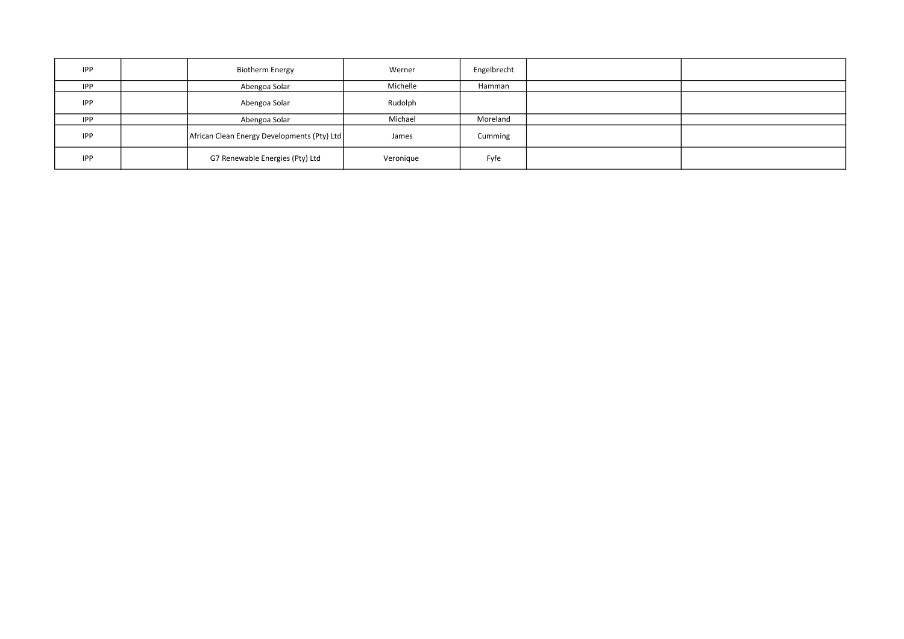| | | | | | | |
|---|---|---|---|---|---|---|
| IPP | | Biotherm Energy | Werner | Engelbrecht | | |
| IPP | | Abengoa Solar | Michelle | Hamman | | |
| IPP | | Abengoa Solar | Rudolph | | | |
| IPP | | Abengoa Solar | Michael | Moreland | | |
| IPP | | African Clean Energy Developments (Pty) Ltd | James | Cumming | | |
| IPP | | G7 Renewable Energies (Pty) Ltd | Veronique | Fyfe | | |